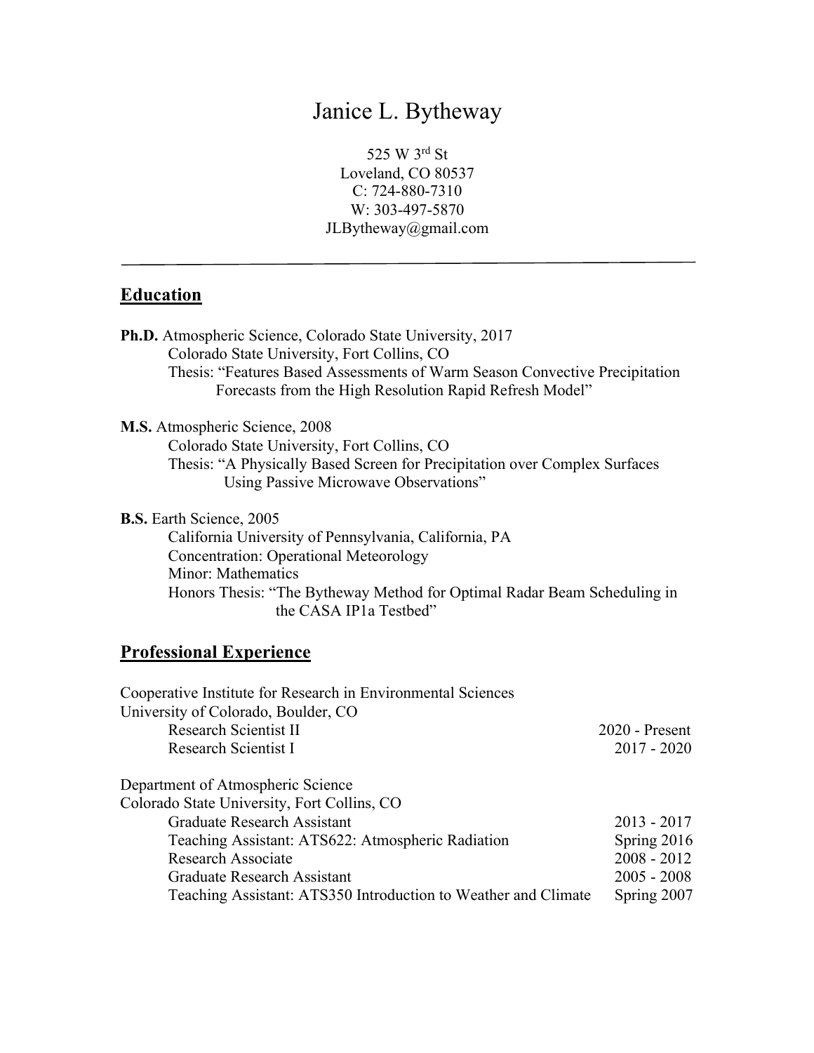# Janice L. Bytheway

525 W 3rd St
Loveland, CO 80537
C: 724-880-7310
W: 303-497-5870
JLBytheway@gmail.com

---

## Education

**Ph.D.** Atmospheric Science, Colorado State University, 2017
Colorado State University, Fort Collins, CO
Thesis: "Features Based Assessments of Warm Season Convective Precipitation Forecasts from the High Resolution Rapid Refresh Model"

**M.S.** Atmospheric Science, 2008
Colorado State University, Fort Collins, CO
Thesis: "A Physically Based Screen for Precipitation over Complex Surfaces Using Passive Microwave Observations"

**B.S.** Earth Science, 2005
California University of Pennsylvania, California, PA
Concentration: Operational Meteorology
Minor: Mathematics
Honors Thesis: "The Bytheway Method for Optimal Radar Beam Scheduling in the CASA IP1a Testbed"

## Professional Experience

Cooperative Institute for Research in Environmental Sciences
University of Colorado, Boulder, CO

| | |
|---|---|
| Research Scientist II | 2020 - Present |
| Research Scientist I | 2017 - 2020 |

Department of Atmospheric Science
Colorado State University, Fort Collins, CO

| | |
|---|---|
| Graduate Research Assistant | 2013 - 2017 |
| Teaching Assistant: ATS622: Atmospheric Radiation | Spring 2016 |
| Research Associate | 2008 - 2012 |
| Graduate Research Assistant | 2005 - 2008 |
| Teaching Assistant: ATS350 Introduction to Weather and Climate | Spring 2007 |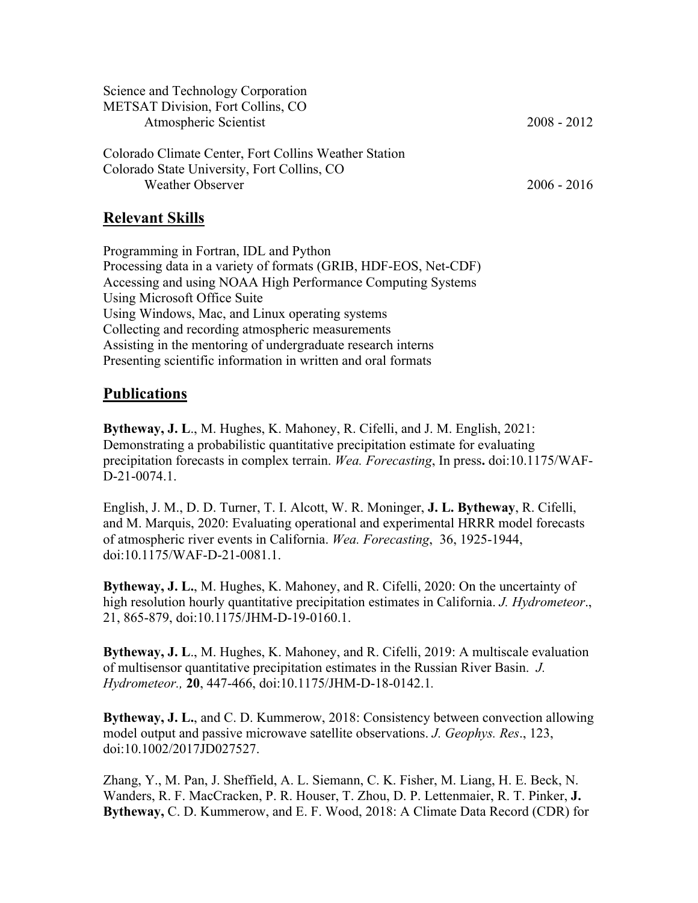Science and Technology Corporation
METSAT Division, Fort Collins, CO
Atmospheric Scientist 2008 - 2012

Colorado Climate Center, Fort Collins Weather Station
Colorado State University, Fort Collins, CO
Weather Observer 2006 - 2016

## Relevant Skills

Programming in Fortran, IDL and Python
Processing data in a variety of formats (GRIB, HDF-EOS, Net-CDF)
Accessing and using NOAA High Performance Computing Systems
Using Microsoft Office Suite
Using Windows, Mac, and Linux operating systems
Collecting and recording atmospheric measurements
Assisting in the mentoring of undergraduate research interns
Presenting scientific information in written and oral formats

## Publications

**Bytheway, J. L**., M. Hughes, K. Mahoney, R. Cifelli, and J. M. English, 2021: Demonstrating a probabilistic quantitative precipitation estimate for evaluating precipitation forecasts in complex terrain. *Wea. Forecasting*, In press**.** doi:10.1175/WAF-D-21-0074.1.

English, J. M., D. D. Turner, T. I. Alcott, W. R. Moninger, **J. L. Bytheway**, R. Cifelli, and M. Marquis, 2020: Evaluating operational and experimental HRRR model forecasts of atmospheric river events in California. *Wea. Forecasting*, 36, 1925-1944, doi:10.1175/WAF-D-21-0081.1.

**Bytheway, J. L.**, M. Hughes, K. Mahoney, and R. Cifelli, 2020: On the uncertainty of high resolution hourly quantitative precipitation estimates in California. *J. Hydrometeor*., 21, 865-879, doi:10.1175/JHM-D-19-0160.1.

**Bytheway, J. L**., M. Hughes, K. Mahoney, and R. Cifelli, 2019: A multiscale evaluation of multisensor quantitative precipitation estimates in the Russian River Basin. *J. Hydrometeor.,* **20**, 447-466, doi:10.1175/JHM-D-18-0142.1.

**Bytheway, J. L.**, and C. D. Kummerow, 2018: Consistency between convection allowing model output and passive microwave satellite observations. *J. Geophys. Res*., 123, doi:10.1002/2017JD027527.

Zhang, Y., M. Pan, J. Sheffield, A. L. Siemann, C. K. Fisher, M. Liang, H. E. Beck, N. Wanders, R. F. MacCracken, P. R. Houser, T. Zhou, D. P. Lettenmaier, R. T. Pinker, **J. Bytheway,** C. D. Kummerow, and E. F. Wood, 2018: A Climate Data Record (CDR) for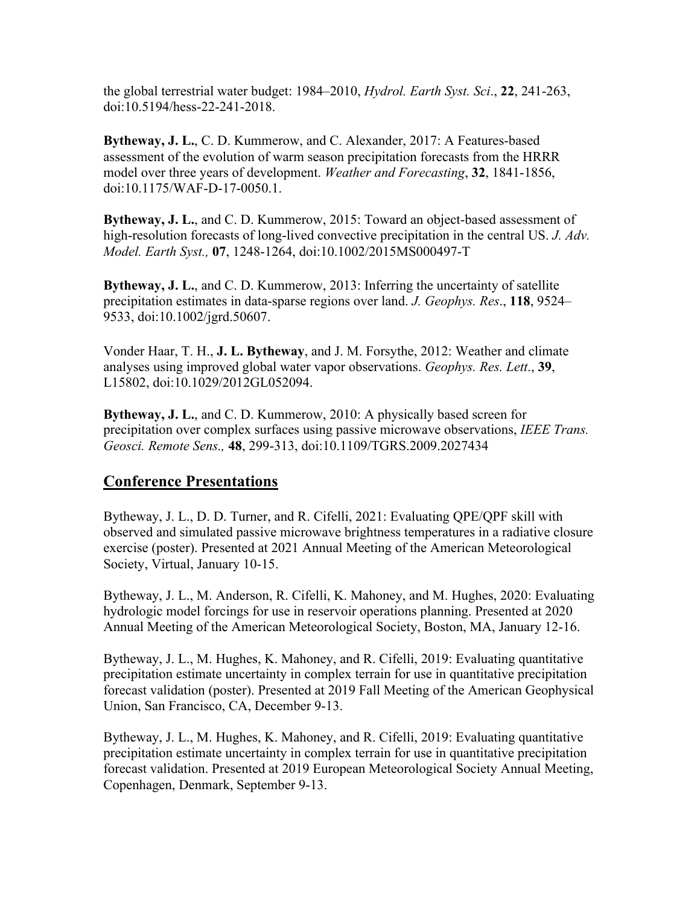the global terrestrial water budget: 1984–2010, *Hydrol. Earth Syst. Sci*., **22**, 241-263, doi:10.5194/hess-22-241-2018.

**Bytheway, J. L.**, C. D. Kummerow, and C. Alexander, 2017: A Features-based assessment of the evolution of warm season precipitation forecasts from the HRRR model over three years of development. *Weather and Forecasting*, **32**, 1841-1856, doi:10.1175/WAF-D-17-0050.1.

**Bytheway, J. L.**, and C. D. Kummerow, 2015: Toward an object-based assessment of high-resolution forecasts of long-lived convective precipitation in the central US. *J. Adv. Model. Earth Syst.,* **07**, 1248-1264, doi:10.1002/2015MS000497-T

**Bytheway, J. L.**, and C. D. Kummerow, 2013: Inferring the uncertainty of satellite precipitation estimates in data-sparse regions over land. *J. Geophys. Res*., **118**, 9524–9533, doi:10.1002/jgrd.50607.

Vonder Haar, T. H., **J. L. Bytheway**, and J. M. Forsythe, 2012: Weather and climate analyses using improved global water vapor observations. *Geophys. Res. Lett*., **39**, L15802, doi:10.1029/2012GL052094.

**Bytheway, J. L.**, and C. D. Kummerow, 2010: A physically based screen for precipitation over complex surfaces using passive microwave observations, *IEEE Trans. Geosci. Remote Sens.,* **48**, 299-313, doi:10.1109/TGRS.2009.2027434

## Conference Presentations

Bytheway, J. L., D. D. Turner, and R. Cifelli, 2021: Evaluating QPE/QPF skill with observed and simulated passive microwave brightness temperatures in a radiative closure exercise (poster). Presented at 2021 Annual Meeting of the American Meteorological Society, Virtual, January 10-15.

Bytheway, J. L., M. Anderson, R. Cifelli, K. Mahoney, and M. Hughes, 2020: Evaluating hydrologic model forcings for use in reservoir operations planning. Presented at 2020 Annual Meeting of the American Meteorological Society, Boston, MA, January 12-16.

Bytheway, J. L., M. Hughes, K. Mahoney, and R. Cifelli, 2019: Evaluating quantitative precipitation estimate uncertainty in complex terrain for use in quantitative precipitation forecast validation (poster). Presented at 2019 Fall Meeting of the American Geophysical Union, San Francisco, CA, December 9-13.

Bytheway, J. L., M. Hughes, K. Mahoney, and R. Cifelli, 2019: Evaluating quantitative precipitation estimate uncertainty in complex terrain for use in quantitative precipitation forecast validation. Presented at 2019 European Meteorological Society Annual Meeting, Copenhagen, Denmark, September 9-13.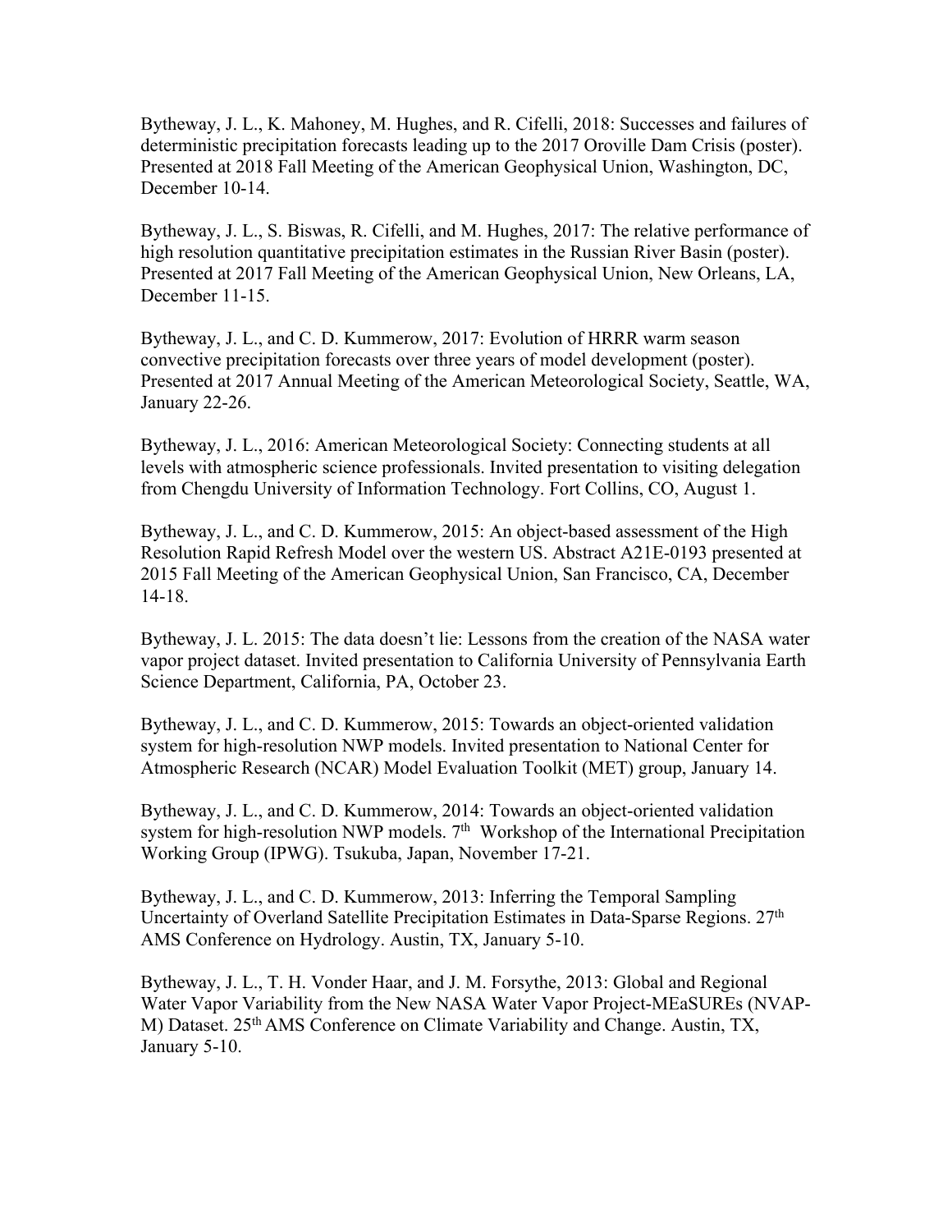Bytheway, J. L., K. Mahoney, M. Hughes, and R. Cifelli, 2018: Successes and failures of deterministic precipitation forecasts leading up to the 2017 Oroville Dam Crisis (poster). Presented at 2018 Fall Meeting of the American Geophysical Union, Washington, DC, December 10-14.

Bytheway, J. L., S. Biswas, R. Cifelli, and M. Hughes, 2017: The relative performance of high resolution quantitative precipitation estimates in the Russian River Basin (poster). Presented at 2017 Fall Meeting of the American Geophysical Union, New Orleans, LA, December 11-15.

Bytheway, J. L., and C. D. Kummerow, 2017: Evolution of HRRR warm season convective precipitation forecasts over three years of model development (poster). Presented at 2017 Annual Meeting of the American Meteorological Society, Seattle, WA, January 22-26.

Bytheway, J. L., 2016: American Meteorological Society: Connecting students at all levels with atmospheric science professionals. Invited presentation to visiting delegation from Chengdu University of Information Technology. Fort Collins, CO, August 1.

Bytheway, J. L., and C. D. Kummerow, 2015: An object-based assessment of the High Resolution Rapid Refresh Model over the western US. Abstract A21E-0193 presented at 2015 Fall Meeting of the American Geophysical Union, San Francisco, CA, December 14-18.

Bytheway, J. L. 2015: The data doesn't lie: Lessons from the creation of the NASA water vapor project dataset. Invited presentation to California University of Pennsylvania Earth Science Department, California, PA, October 23.

Bytheway, J. L., and C. D. Kummerow, 2015: Towards an object-oriented validation system for high-resolution NWP models. Invited presentation to National Center for Atmospheric Research (NCAR) Model Evaluation Toolkit (MET) group, January 14.

Bytheway, J. L., and C. D. Kummerow, 2014: Towards an object-oriented validation system for high-resolution NWP models. 7th Workshop of the International Precipitation Working Group (IPWG). Tsukuba, Japan, November 17-21.

Bytheway, J. L., and C. D. Kummerow, 2013: Inferring the Temporal Sampling Uncertainty of Overland Satellite Precipitation Estimates in Data-Sparse Regions. 27th AMS Conference on Hydrology. Austin, TX, January 5-10.

Bytheway, J. L., T. H. Vonder Haar, and J. M. Forsythe, 2013: Global and Regional Water Vapor Variability from the New NASA Water Vapor Project-MEaSUREs (NVAP-M) Dataset. 25th AMS Conference on Climate Variability and Change. Austin, TX, January 5-10.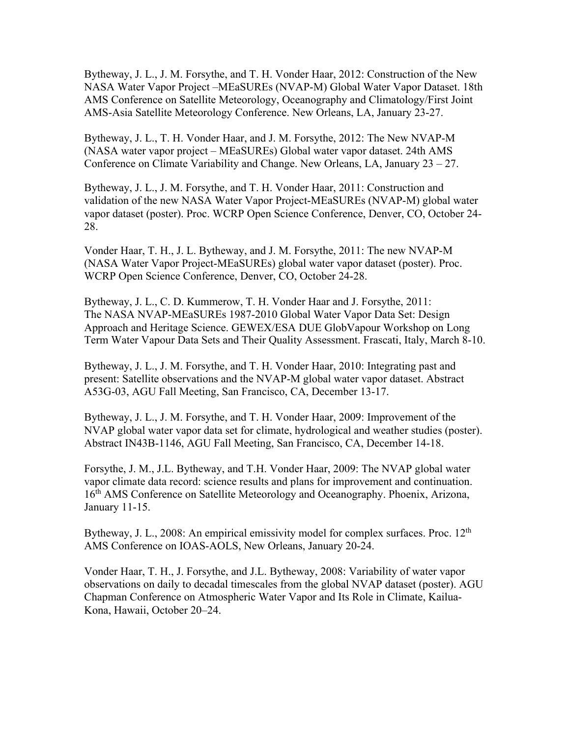Bytheway, J. L., J. M. Forsythe, and T. H. Vonder Haar, 2012: Construction of the New NASA Water Vapor Project –MEaSUREs (NVAP-M) Global Water Vapor Dataset. 18th AMS Conference on Satellite Meteorology, Oceanography and Climatology/First Joint AMS-Asia Satellite Meteorology Conference. New Orleans, LA, January 23-27.

Bytheway, J. L., T. H. Vonder Haar, and J. M. Forsythe, 2012: The New NVAP-M (NASA water vapor project – MEaSUREs) Global water vapor dataset. 24th AMS Conference on Climate Variability and Change. New Orleans, LA, January 23 – 27.

Bytheway, J. L., J. M. Forsythe, and T. H. Vonder Haar, 2011: Construction and validation of the new NASA Water Vapor Project-MEaSUREs (NVAP-M) global water vapor dataset (poster). Proc. WCRP Open Science Conference, Denver, CO, October 24-28.

Vonder Haar, T. H., J. L. Bytheway, and J. M. Forsythe, 2011: The new NVAP-M (NASA Water Vapor Project-MEaSUREs) global water vapor dataset (poster). Proc. WCRP Open Science Conference, Denver, CO, October 24-28.

Bytheway, J. L., C. D. Kummerow, T. H. Vonder Haar and J. Forsythe, 2011: The NASA NVAP-MEaSUREs 1987-2010 Global Water Vapor Data Set: Design Approach and Heritage Science. GEWEX/ESA DUE GlobVapour Workshop on Long Term Water Vapour Data Sets and Their Quality Assessment. Frascati, Italy, March 8-10.

Bytheway, J. L., J. M. Forsythe, and T. H. Vonder Haar, 2010: Integrating past and present: Satellite observations and the NVAP-M global water vapor dataset. Abstract A53G-03, AGU Fall Meeting, San Francisco, CA, December 13-17.

Bytheway, J. L., J. M. Forsythe, and T. H. Vonder Haar, 2009: Improvement of the NVAP global water vapor data set for climate, hydrological and weather studies (poster). Abstract IN43B-1146, AGU Fall Meeting, San Francisco, CA, December 14-18.

Forsythe, J. M., J.L. Bytheway, and T.H. Vonder Haar, 2009: The NVAP global water vapor climate data record: science results and plans for improvement and continuation. 16th AMS Conference on Satellite Meteorology and Oceanography. Phoenix, Arizona, January 11-15.

Bytheway, J. L., 2008: An empirical emissivity model for complex surfaces. Proc. 12th AMS Conference on IOAS-AOLS, New Orleans, January 20-24.

Vonder Haar, T. H., J. Forsythe, and J.L. Bytheway, 2008: Variability of water vapor observations on daily to decadal timescales from the global NVAP dataset (poster). AGU Chapman Conference on Atmospheric Water Vapor and Its Role in Climate, Kailua-Kona, Hawaii, October 20–24.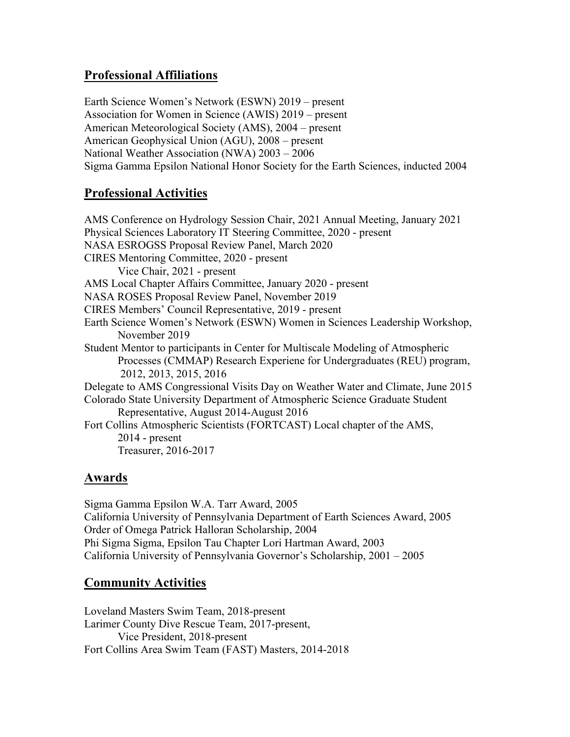## Professional Affiliations

Earth Science Women's Network (ESWN) 2019 – present
Association for Women in Science (AWIS) 2019 – present
American Meteorological Society (AMS), 2004 – present
American Geophysical Union (AGU), 2008 – present
National Weather Association (NWA) 2003 – 2006
Sigma Gamma Epsilon National Honor Society for the Earth Sciences, inducted 2004

## Professional Activities

AMS Conference on Hydrology Session Chair, 2021 Annual Meeting, January 2021
Physical Sciences Laboratory IT Steering Committee, 2020 - present
NASA ESROGSS Proposal Review Panel, March 2020
CIRES Mentoring Committee, 2020 - present
    Vice Chair, 2021 - present
AMS Local Chapter Affairs Committee, January 2020 - present
NASA ROSES Proposal Review Panel, November 2019
CIRES Members' Council Representative, 2019 - present
Earth Science Women's Network (ESWN) Women in Sciences Leadership Workshop, November 2019
Student Mentor to participants in Center for Multiscale Modeling of Atmospheric Processes (CMMAP) Research Experiene for Undergraduates (REU) program, 2012, 2013, 2015, 2016
Delegate to AMS Congressional Visits Day on Weather Water and Climate, June 2015
Colorado State University Department of Atmospheric Science Graduate Student Representative, August 2014-August 2016
Fort Collins Atmospheric Scientists (FORTCAST) Local chapter of the AMS, 2014 - present
    Treasurer, 2016-2017

## Awards

Sigma Gamma Epsilon W.A. Tarr Award, 2005
California University of Pennsylvania Department of Earth Sciences Award, 2005
Order of Omega Patrick Halloran Scholarship, 2004
Phi Sigma Sigma, Epsilon Tau Chapter Lori Hartman Award, 2003
California University of Pennsylvania Governor's Scholarship, 2001 – 2005

## Community Activities

Loveland Masters Swim Team, 2018-present
Larimer County Dive Rescue Team, 2017-present,
    Vice President, 2018-present
Fort Collins Area Swim Team (FAST) Masters, 2014-2018